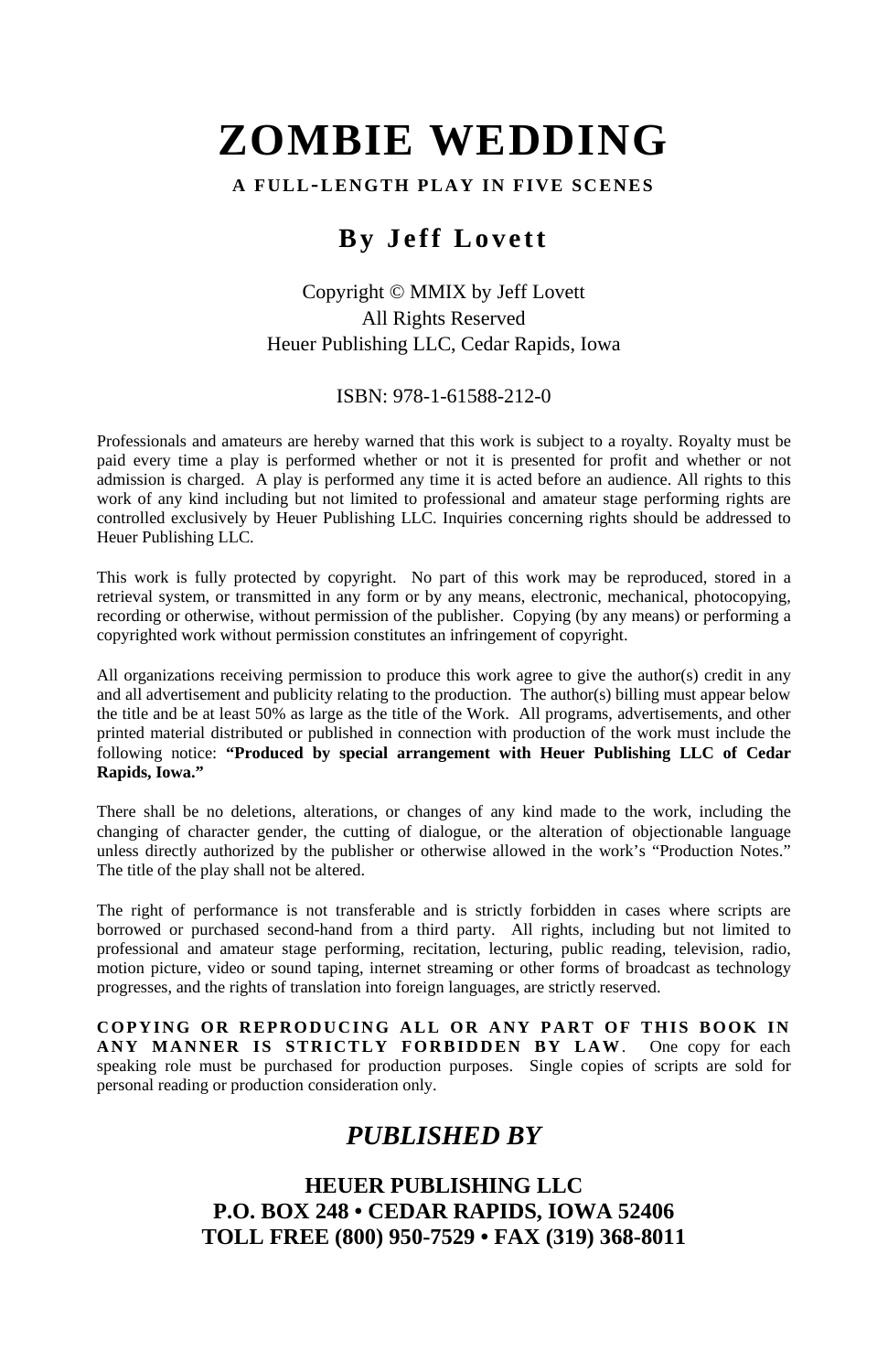# ZOMBIE WEDDING

**A FULL-LENGTH PLAY IN FIVE SCENES**

## By Jeff Lovett

Copyright © MMIX by Jeff Lovett
All Rights Reserved
Heuer Publishing LLC, Cedar Rapids, Iowa

ISBN: 978-1-61588-212-0

Professionals and amateurs are hereby warned that this work is subject to a royalty. Royalty must be paid every time a play is performed whether or not it is presented for profit and whether or not admission is charged. A play is performed any time it is acted before an audience. All rights to this work of any kind including but not limited to professional and amateur stage performing rights are controlled exclusively by Heuer Publishing LLC. Inquiries concerning rights should be addressed to Heuer Publishing LLC.

This work is fully protected by copyright. No part of this work may be reproduced, stored in a retrieval system, or transmitted in any form or by any means, electronic, mechanical, photocopying, recording or otherwise, without permission of the publisher. Copying (by any means) or performing a copyrighted work without permission constitutes an infringement of copyright.

All organizations receiving permission to produce this work agree to give the author(s) credit in any and all advertisement and publicity relating to the production. The author(s) billing must appear below the title and be at least 50% as large as the title of the Work. All programs, advertisements, and other printed material distributed or published in connection with production of the work must include the following notice: **"Produced by special arrangement with Heuer Publishing LLC of Cedar Rapids, Iowa."**

There shall be no deletions, alterations, or changes of any kind made to the work, including the changing of character gender, the cutting of dialogue, or the alteration of objectionable language unless directly authorized by the publisher or otherwise allowed in the work's "Production Notes." The title of the play shall not be altered.

The right of performance is not transferable and is strictly forbidden in cases where scripts are borrowed or purchased second-hand from a third party. All rights, including but not limited to professional and amateur stage performing, recitation, lecturing, public reading, television, radio, motion picture, video or sound taping, internet streaming or other forms of broadcast as technology progresses, and the rights of translation into foreign languages, are strictly reserved.

**COPYING OR REPRODUCING ALL OR ANY PART OF THIS BOOK IN ANY MANNER IS STRICTLY FORBIDDEN BY LAW**. One copy for each speaking role must be purchased for production purposes. Single copies of scripts are sold for personal reading or production consideration only.

## *PUBLISHED BY*

**HEUER PUBLISHING LLC**
**P.O. BOX 248 • CEDAR RAPIDS, IOWA 52406**
**TOLL FREE (800) 950-7529 • FAX (319) 368-8011**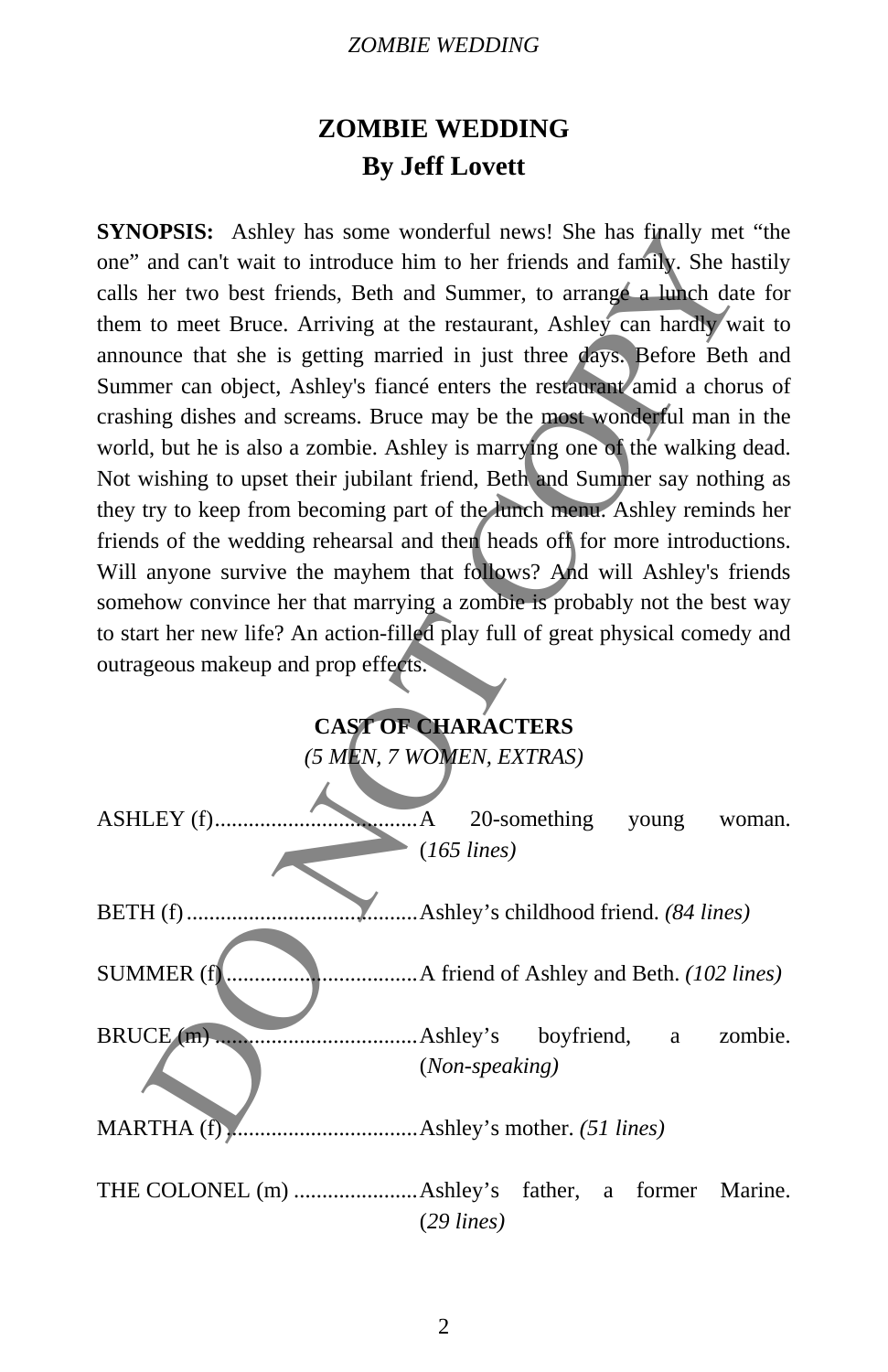# ZOMBIE WEDDING
## By Jeff Lovett

**SYNOPSIS:** Ashley has some wonderful news! She has finally met "the one" and can't wait to introduce him to her friends and family. She hastily calls her two best friends, Beth and Summer, to arrange a lunch date for them to meet Bruce. Arriving at the restaurant, Ashley can hardly wait to announce that she is getting married in just three days. Before Beth and Summer can object, Ashley's fiancé enters the restaurant amid a chorus of crashing dishes and screams. Bruce may be the most wonderful man in the world, but he is also a zombie. Ashley is marrying one of the walking dead. Not wishing to upset their jubilant friend, Beth and Summer say nothing as they try to keep from becoming part of the lunch menu. Ashley reminds her friends of the wedding rehearsal and then heads off for more introductions. Will anyone survive the mayhem that follows? And will Ashley's friends somehow convince her that marrying a zombie is probably not the best way to start her new life? An action-filled play full of great physical comedy and outrageous makeup and prop effects.

### CAST OF CHARACTERS
*(5 MEN, 7 WOMEN, EXTRAS)*

ASHLEY (f)....................................A 20-something young woman. (*165 lines)*

BETH (f)..........................................Ashley's childhood friend. *(84 lines)*

SUMMER (f)....................................A friend of Ashley and Beth. *(102 lines)*

BRUCE (m)......................................Ashley's boyfriend, a zombie. (*Non-speaking)*

MARTHA (f).....................................Ashley's mother. *(51 lines)*

THE COLONEL (m)..........................Ashley's father, a former Marine. (*29 lines)*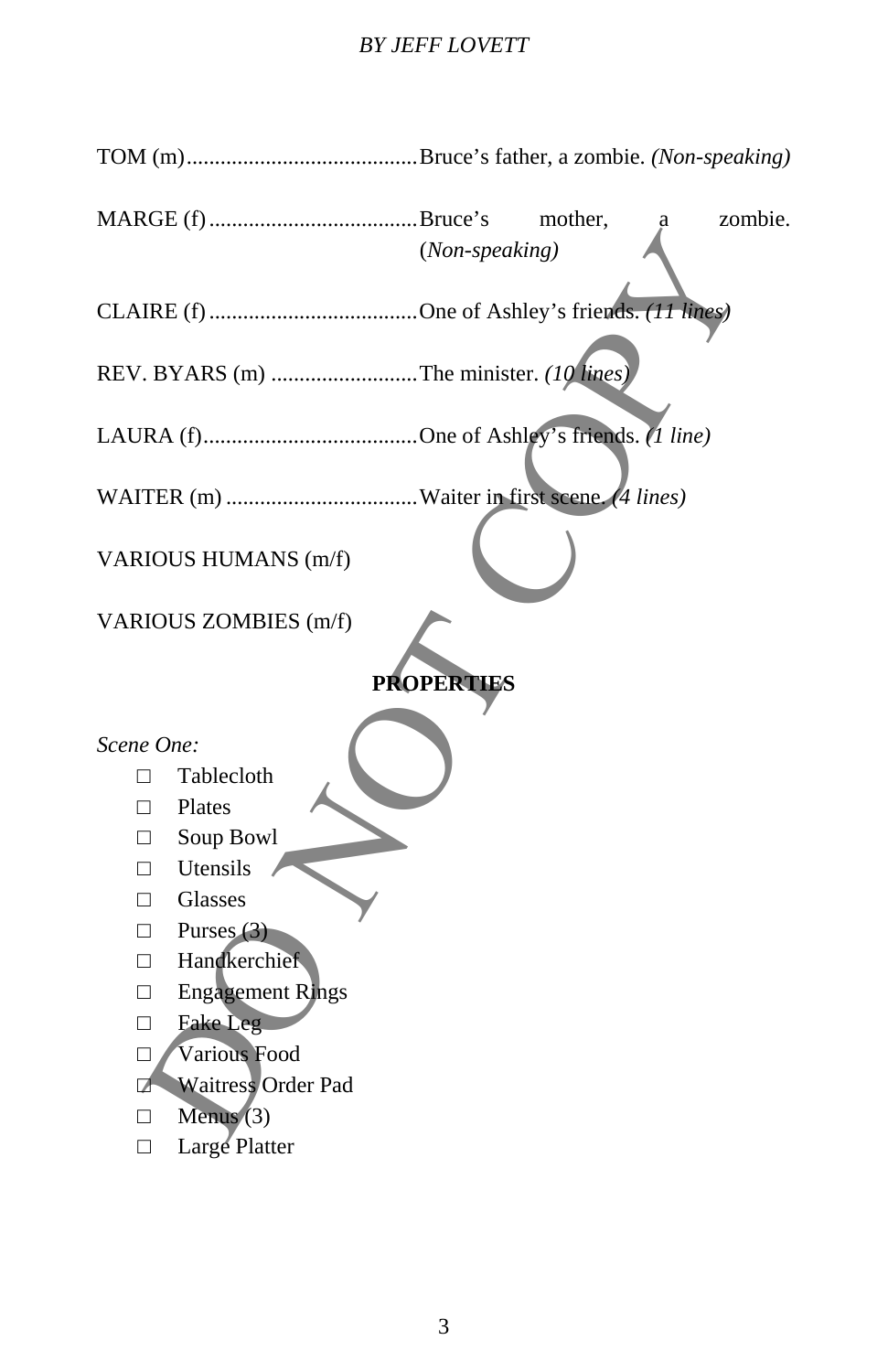TOM (m)......................................... Bruce's father, a zombie. *(Non-speaking)*

MARGE (f)..................................... Bruce's mother, a zombie. *(Non-speaking)*

CLAIRE (f)..................................... One of Ashley's friends. *(11 lines)*

REV. BYARS (m) .......................... The minister. *(10 lines)*

LAURA (f)...................................... One of Ashley's friends. *(1 line)*

WAITER (m) .................................. Waiter in first scene. *(4 lines)*

VARIOUS HUMANS (m/f)

VARIOUS ZOMBIES (m/f)

**PROPERTIES**

*Scene One:*

- □ Tablecloth
- □ Plates
- □ Soup Bowl
- □ Utensils
- □ Glasses
- □ Purses (3)
- □ Handkerchief
- □ Engagement Rings
- □ Fake Leg
- □ Various Food
- □ Waitress Order Pad
- □ Menus (3)
- □ Large Platter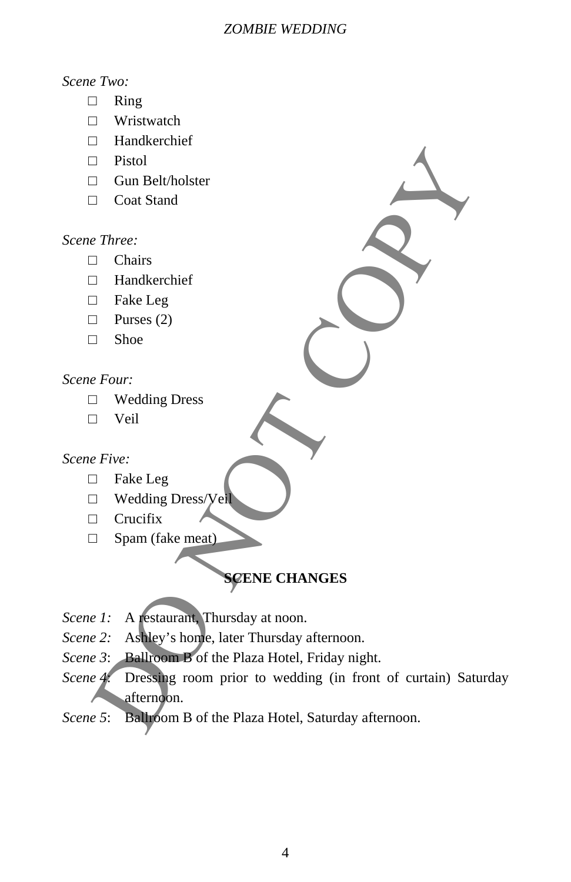*Scene Two:*

- ☐ Ring
- ☐ Wristwatch
- ☐ Handkerchief
- ☐ Pistol
- ☐ Gun Belt/holster
- ☐ Coat Stand

*Scene Three:*

- ☐ Chairs
- ☐ Handkerchief
- ☐ Fake Leg
- ☐ Purses (2)
- ☐ Shoe

*Scene Four:*

- ☐ Wedding Dress
- ☐ Veil

*Scene Five:*

- ☐ Fake Leg
- ☐ Wedding Dress/Veil
- ☐ Crucifix
- ☐ Spam (fake meat)

## SCENE CHANGES

*Scene 1:* A restaurant, Thursday at noon.
*Scene 2:* Ashley's home, later Thursday afternoon.
*Scene 3*: Ballroom B of the Plaza Hotel, Friday night.
*Scene 4*: Dressing room prior to wedding (in front of curtain) Saturday afternoon.
*Scene 5*: Ballroom B of the Plaza Hotel, Saturday afternoon.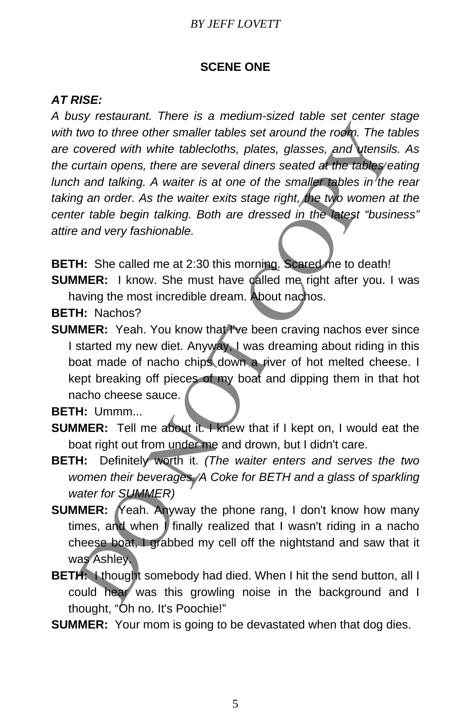*BY JEFF LOVETT*

## SCENE ONE

***AT RISE:***

*A busy restaurant. There is a medium-sized table set center stage with two to three other smaller tables set around the room. The tables are covered with white tablecloths, plates, glasses, and utensils. As the curtain opens, there are several diners seated at the tables eating lunch and talking. A waiter is at one of the smaller tables in the rear taking an order. As the waiter exits stage right, the two women at the center table begin talking. Both are dressed in the latest "business" attire and very fashionable.*

**BETH:** She called me at 2:30 this morning. Scared me to death!

**SUMMER:** I know. She must have called me right after you. I was having the most incredible dream. About nachos.

**BETH:** Nachos?

**SUMMER:** Yeah. You know that I've been craving nachos ever since I started my new diet. Anyway, I was dreaming about riding in this boat made of nacho chips down a river of hot melted cheese. I kept breaking off pieces of my boat and dipping them in that hot nacho cheese sauce.

**BETH:** Ummm...

**SUMMER:** Tell me about it. I knew that if I kept on, I would eat the boat right out from under me and drown, but I didn't care.

**BETH:** Definitely worth it. *(The waiter enters and serves the two women their beverages. A Coke for BETH and a glass of sparkling water for SUMMER)*

**SUMMER:** Yeah. Anyway the phone rang, I don't know how many times, and when I finally realized that I wasn't riding in a nacho cheese boat, I grabbed my cell off the nightstand and saw that it was Ashley.

**BETH:** I thought somebody had died. When I hit the send button, all I could hear was this growling noise in the background and I thought, "Oh no. It's Poochie!"

**SUMMER:** Your mom is going to be devastated when that dog dies.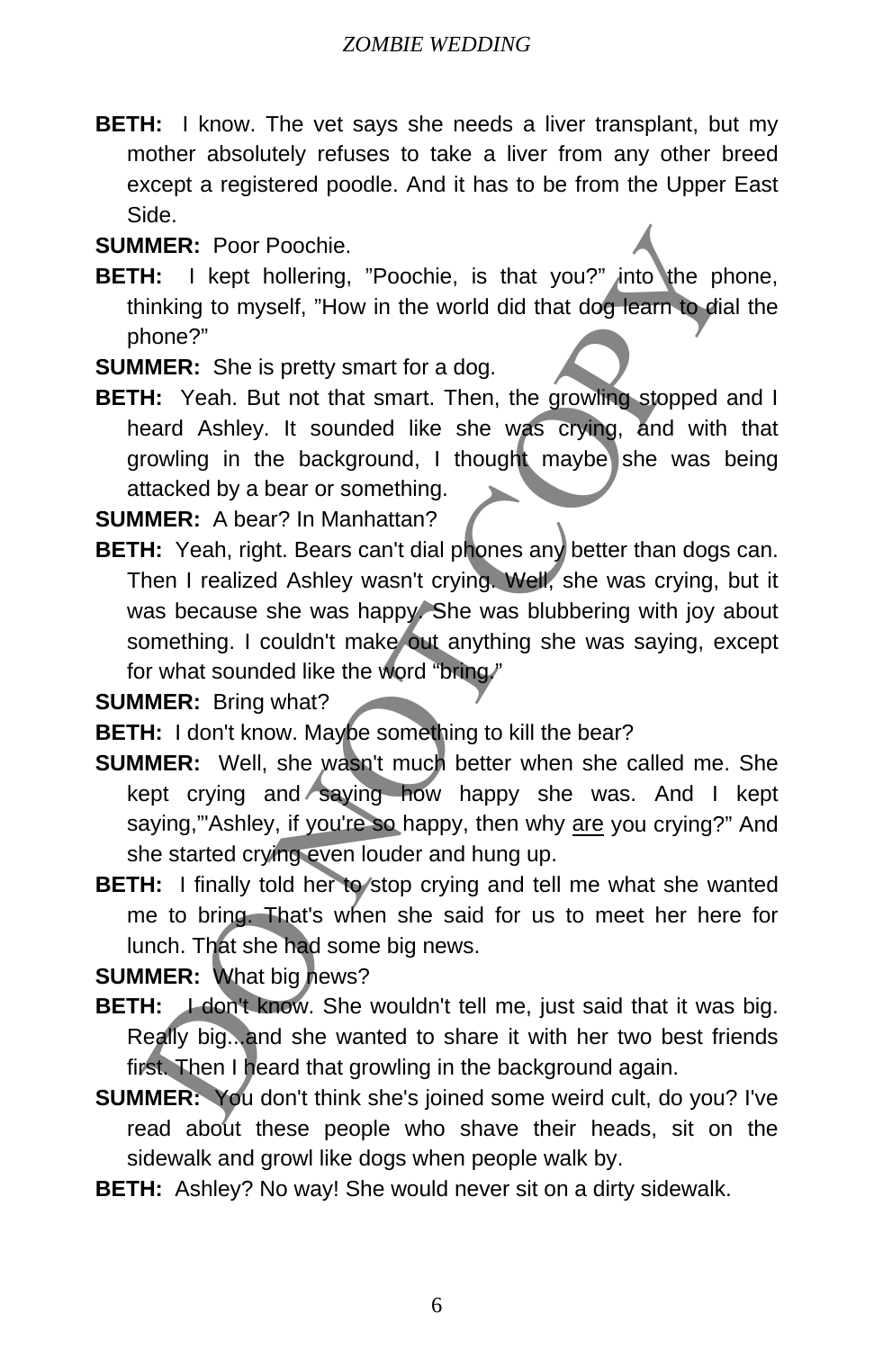**BETH:** I know. The vet says she needs a liver transplant, but my mother absolutely refuses to take a liver from any other breed except a registered poodle. And it has to be from the Upper East Side.

**SUMMER:** Poor Poochie.

**BETH:** I kept hollering, "Poochie, is that you?" into the phone, thinking to myself, "How in the world did that dog learn to dial the phone?"

**SUMMER:** She is pretty smart for a dog.

**BETH:** Yeah. But not that smart. Then, the growling stopped and I heard Ashley. It sounded like she was crying, and with that growling in the background, I thought maybe she was being attacked by a bear or something.

**SUMMER:** A bear? In Manhattan?

**BETH:** Yeah, right. Bears can't dial phones any better than dogs can. Then I realized Ashley wasn't crying. Well, she was crying, but it was because she was happy. She was blubbering with joy about something. I couldn't make out anything she was saying, except for what sounded like the word "bring."

**SUMMER:** Bring what?

**BETH:** I don't know. Maybe something to kill the bear?

**SUMMER:** Well, she wasn't much better when she called me. She kept crying and saying how happy she was. And I kept saying,"'Ashley, if you're so happy, then why <u>are</u> you crying?" And she started crying even louder and hung up.

**BETH:** I finally told her to stop crying and tell me what she wanted me to bring. That's when she said for us to meet her here for lunch. That she had some big news.

**SUMMER:** What big news?

**BETH:** I don't know. She wouldn't tell me, just said that it was big. Really big...and she wanted to share it with her two best friends first. Then I heard that growling in the background again.

**SUMMER:** You don't think she's joined some weird cult, do you? I've read about these people who shave their heads, sit on the sidewalk and growl like dogs when people walk by.

**BETH:** Ashley? No way! She would never sit on a dirty sidewalk.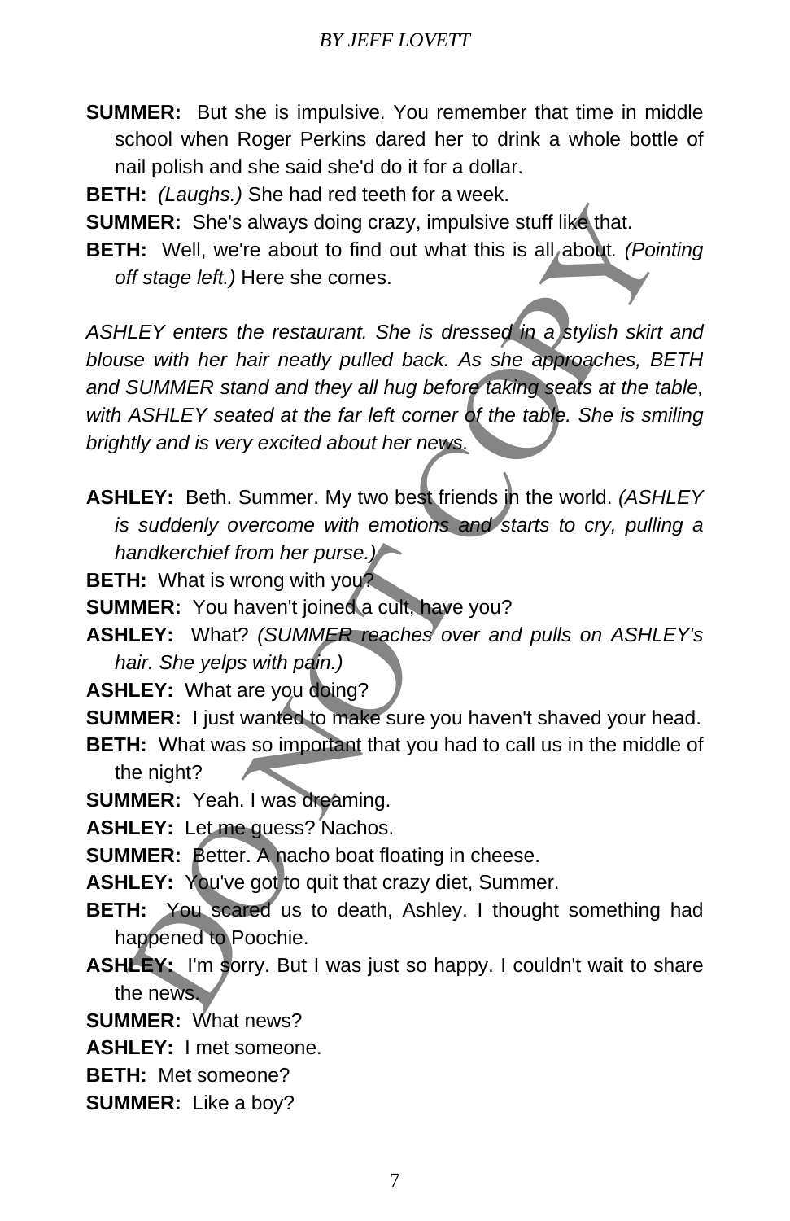**SUMMER:** But she is impulsive. You remember that time in middle school when Roger Perkins dared her to drink a whole bottle of nail polish and she said she'd do it for a dollar.

**BETH:** *(Laughs.)* She had red teeth for a week.

**SUMMER:** She's always doing crazy, impulsive stuff like that.

**BETH:** Well, we're about to find out what this is all about. *(Pointing off stage left.)* Here she comes.

*ASHLEY enters the restaurant. She is dressed in a stylish skirt and blouse with her hair neatly pulled back. As she approaches, BETH and SUMMER stand and they all hug before taking seats at the table, with ASHLEY seated at the far left corner of the table. She is smiling brightly and is very excited about her news.*

**ASHLEY:** Beth. Summer. My two best friends in the world. *(ASHLEY is suddenly overcome with emotions and starts to cry, pulling a handkerchief from her purse.)*

**BETH:** What is wrong with you?

**SUMMER:** You haven't joined a cult, have you?

**ASHLEY:** What? *(SUMMER reaches over and pulls on ASHLEY's hair. She yelps with pain.)*

**ASHLEY:** What are you doing?

**SUMMER:** I just wanted to make sure you haven't shaved your head.

**BETH:** What was so important that you had to call us in the middle of the night?

**SUMMER:** Yeah. I was dreaming.

**ASHLEY:** Let me guess? Nachos.

**SUMMER:** Better. A nacho boat floating in cheese.

**ASHLEY:** You've got to quit that crazy diet, Summer.

**BETH:** You scared us to death, Ashley. I thought something had happened to Poochie.

**ASHLEY:** I'm sorry. But I was just so happy. I couldn't wait to share the news.

**SUMMER:** What news?

**ASHLEY:** I met someone.

**BETH:** Met someone?

**SUMMER:** Like a boy?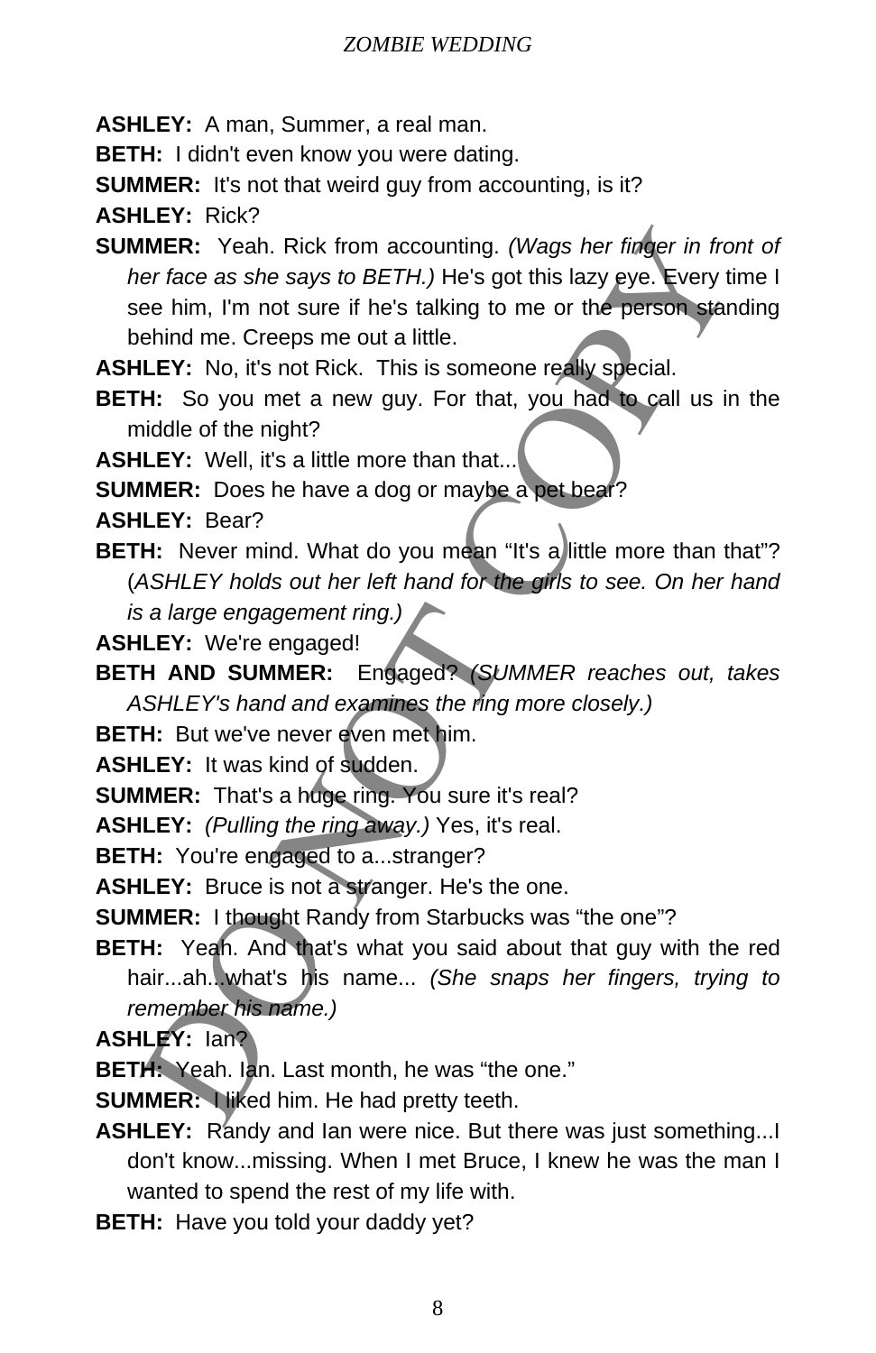**ASHLEY:** A man, Summer, a real man.

**BETH:** I didn't even know you were dating.

**SUMMER:** It's not that weird guy from accounting, is it?

**ASHLEY:** Rick?

**SUMMER:** Yeah. Rick from accounting. *(Wags her finger in front of her face as she says to BETH.)* He's got this lazy eye. Every time I see him, I'm not sure if he's talking to me or the person standing behind me. Creeps me out a little.

**ASHLEY:** No, it's not Rick. This is someone really special.

**BETH:** So you met a new guy. For that, you had to call us in the middle of the night?

**ASHLEY:** Well, it's a little more than that...

**SUMMER:** Does he have a dog or maybe a pet bear?

**ASHLEY:** Bear?

**BETH:** Never mind. What do you mean "It's a little more than that"? (*ASHLEY holds out her left hand for the girls to see. On her hand is a large engagement ring.)*

**ASHLEY:** We're engaged!

**BETH AND SUMMER:** Engaged? *(SUMMER reaches out, takes ASHLEY's hand and examines the ring more closely.)*

**BETH:** But we've never even met him.

**ASHLEY:** It was kind of sudden.

**SUMMER:** That's a huge ring. You sure it's real?

**ASHLEY:** *(Pulling the ring away.)* Yes, it's real.

**BETH:** You're engaged to a...stranger?

**ASHLEY:** Bruce is not a stranger. He's the one.

**SUMMER:** I thought Randy from Starbucks was "the one"?

**BETH:** Yeah. And that's what you said about that guy with the red hair...ah...what's his name... *(She snaps her fingers, trying to remember his name.)*

**ASHLEY:** Ian?

**BETH:** Yeah. Ian. Last month, he was "the one."

**SUMMER:** I liked him. He had pretty teeth.

**ASHLEY:** Randy and Ian were nice. But there was just something...I don't know...missing. When I met Bruce, I knew he was the man I wanted to spend the rest of my life with.

**BETH:** Have you told your daddy yet?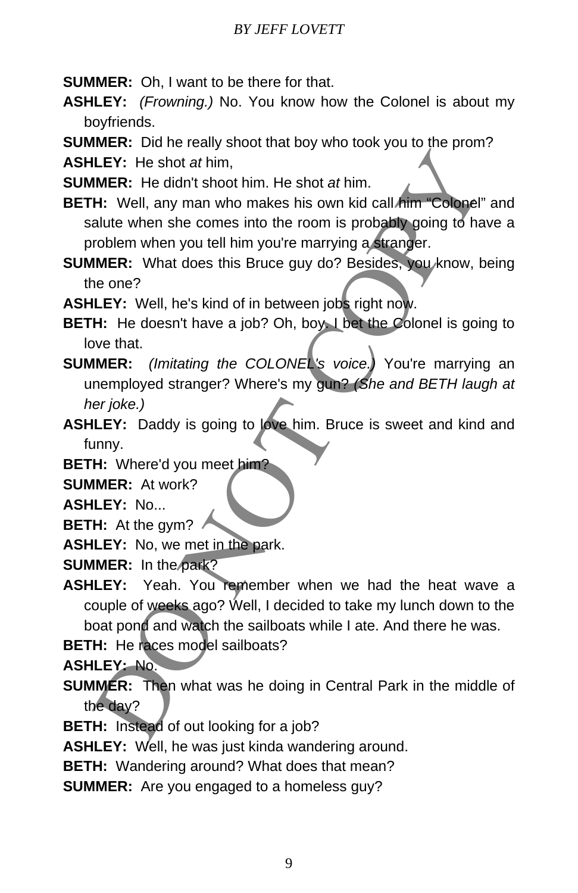**SUMMER:** Oh, I want to be there for that.

**ASHLEY:** *(Frowning.)* No. You know how the Colonel is about my boyfriends.

**SUMMER:** Did he really shoot that boy who took you to the prom?

**ASHLEY:** He shot *at* him,

**SUMMER:** He didn't shoot him. He shot *at* him.

**BETH:** Well, any man who makes his own kid call him "Colonel" and salute when she comes into the room is probably going to have a problem when you tell him you're marrying a stranger.

**SUMMER:** What does this Bruce guy do? Besides, you know, being the one?

**ASHLEY:** Well, he's kind of in between jobs right now.

**BETH:** He doesn't have a job? Oh, boy. I bet the Colonel is going to love that.

**SUMMER:** *(Imitating the COLONEL's voice.)* You're marrying an unemployed stranger? Where's my gun? *(She and BETH laugh at her joke.)*

**ASHLEY:** Daddy is going to love him. Bruce is sweet and kind and funny.

**BETH:** Where'd you meet him?

**SUMMER:** At work?

**ASHLEY:** No...

**BETH:** At the gym?

**ASHLEY:** No, we met in the park.

**SUMMER:** In the park?

**ASHLEY:** Yeah. You remember when we had the heat wave a couple of weeks ago? Well, I decided to take my lunch down to the boat pond and watch the sailboats while I ate. And there he was.

**BETH:** He races model sailboats?

**ASHLEY:** No.

**SUMMER:** Then what was he doing in Central Park in the middle of the day?

**BETH:** Instead of out looking for a job?

**ASHLEY:** Well, he was just kinda wandering around.

**BETH:** Wandering around? What does that mean?

**SUMMER:** Are you engaged to a homeless guy?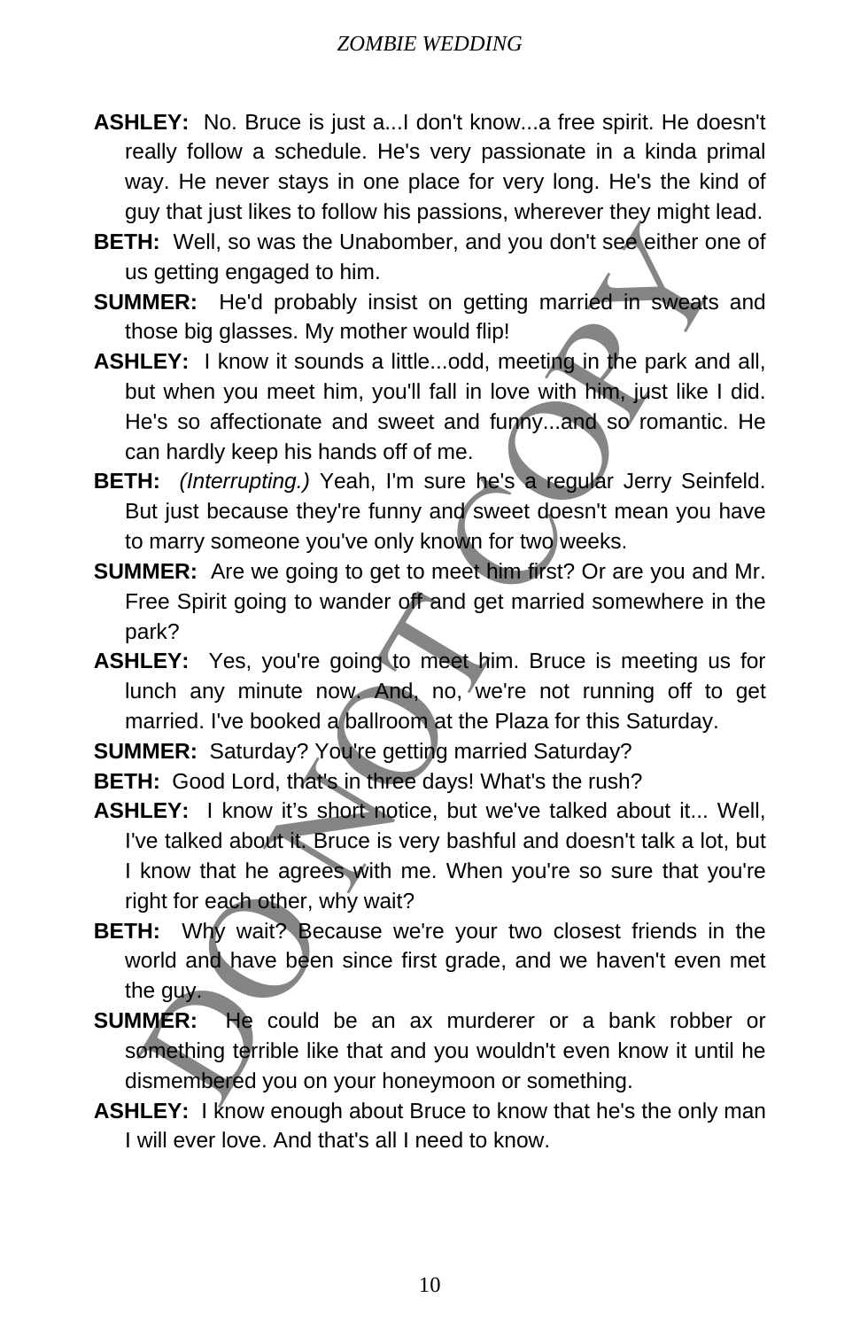**ASHLEY:** No. Bruce is just a...I don't know...a free spirit. He doesn't really follow a schedule. He's very passionate in a kinda primal way. He never stays in one place for very long. He's the kind of guy that just likes to follow his passions, wherever they might lead.

**BETH:** Well, so was the Unabomber, and you don't see either one of us getting engaged to him.

**SUMMER:** He'd probably insist on getting married in sweats and those big glasses. My mother would flip!

**ASHLEY:** I know it sounds a little...odd, meeting in the park and all, but when you meet him, you'll fall in love with him, just like I did. He's so affectionate and sweet and funny...and so romantic. He can hardly keep his hands off of me.

**BETH:** *(Interrupting.)* Yeah, I'm sure he's a regular Jerry Seinfeld. But just because they're funny and sweet doesn't mean you have to marry someone you've only known for two weeks.

**SUMMER:** Are we going to get to meet him first? Or are you and Mr. Free Spirit going to wander off and get married somewhere in the park?

**ASHLEY:** Yes, you're going to meet him. Bruce is meeting us for lunch any minute now. And, no, we're not running off to get married. I've booked a ballroom at the Plaza for this Saturday.

**SUMMER:** Saturday? You're getting married Saturday?

**BETH:** Good Lord, that's in three days! What's the rush?

**ASHLEY:** I know it's short notice, but we've talked about it... Well, I've talked about it. Bruce is very bashful and doesn't talk a lot, but I know that he agrees with me. When you're so sure that you're right for each other, why wait?

**BETH:** Why wait? Because we're your two closest friends in the world and have been since first grade, and we haven't even met the guy.

**SUMMER:** He could be an ax murderer or a bank robber or something terrible like that and you wouldn't even know it until he dismembered you on your honeymoon or something.

**ASHLEY:** I know enough about Bruce to know that he's the only man I will ever love. And that's all I need to know.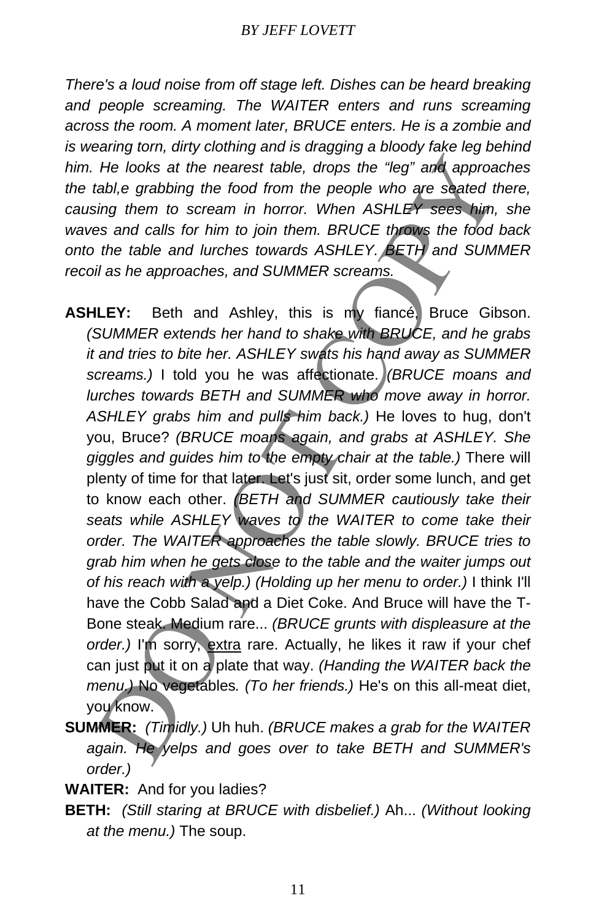*There's a loud noise from off stage left. Dishes can be heard breaking and people screaming. The WAITER enters and runs screaming across the room. A moment later, BRUCE enters. He is a zombie and is wearing torn, dirty clothing and is dragging a bloody fake leg behind him. He looks at the nearest table, drops the "leg" and approaches the tabl,e grabbing the food from the people who are seated there, causing them to scream in horror. When ASHLEY sees him, she waves and calls for him to join them. BRUCE throws the food back onto the table and lurches towards ASHLEY. BETH and SUMMER recoil as he approaches, and SUMMER screams.*

**ASHLEY:** Beth and Ashley, this is my fiancé, Bruce Gibson. *(SUMMER extends her hand to shake with BRUCE, and he grabs it and tries to bite her. ASHLEY swats his hand away as SUMMER screams.)* I told you he was affectionate. *(BRUCE moans and lurches towards BETH and SUMMER who move away in horror. ASHLEY grabs him and pulls him back.)* He loves to hug, don't you, Bruce? *(BRUCE moans again, and grabs at ASHLEY. She giggles and guides him to the empty chair at the table.)* There will plenty of time for that later. Let's just sit, order some lunch, and get to know each other. *(BETH and SUMMER cautiously take their seats while ASHLEY waves to the WAITER to come take their order. The WAITER approaches the table slowly. BRUCE tries to grab him when he gets close to the table and the waiter jumps out of his reach with a yelp.) (Holding up her menu to order.)* I think I'll have the Cobb Salad and a Diet Coke. And Bruce will have the T-Bone steak. Medium rare... *(BRUCE grunts with displeasure at the order.)* I'm sorry, <u>extra</u> rare. Actually, he likes it raw if your chef can just put it on a plate that way. *(Handing the WAITER back the menu.)* No vegetables*. (To her friends.)* He's on this all-meat diet, you know.

**SUMMER:** *(Timidly.)* Uh huh. *(BRUCE makes a grab for the WAITER again. He yelps and goes over to take BETH and SUMMER's order.)*

**WAITER:** And for you ladies?

**BETH:** *(Still staring at BRUCE with disbelief.)* Ah... *(Without looking at the menu.)* The soup.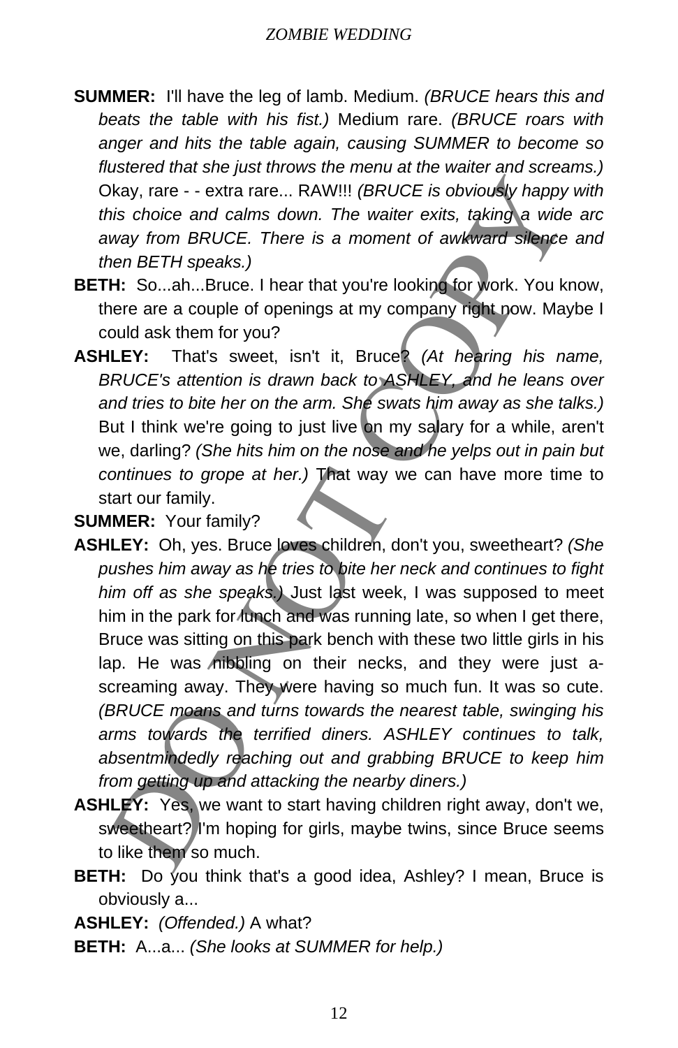**SUMMER:** I'll have the leg of lamb. Medium. *(BRUCE hears this and beats the table with his fist.)* Medium rare. *(BRUCE roars with anger and hits the table again, causing SUMMER to become so flustered that she just throws the menu at the waiter and screams.)* Okay, rare - - extra rare... RAW!!! *(BRUCE is obviously happy with this choice and calms down. The waiter exits, taking a wide arc away from BRUCE. There is a moment of awkward silence and then BETH speaks.)*

**BETH:** So...ah...Bruce. I hear that you're looking for work. You know, there are a couple of openings at my company right now. Maybe I could ask them for you?

**ASHLEY:** That's sweet, isn't it, Bruce? *(At hearing his name, BRUCE's attention is drawn back to ASHLEY, and he leans over and tries to bite her on the arm. She swats him away as she talks.)* But I think we're going to just live on my salary for a while, aren't we, darling? *(She hits him on the nose and he yelps out in pain but continues to grope at her.)* That way we can have more time to start our family.

**SUMMER:** Your family?

**ASHLEY:** Oh, yes. Bruce loves children, don't you, sweetheart? *(She pushes him away as he tries to bite her neck and continues to fight him off as she speaks.)* Just last week, I was supposed to meet him in the park for lunch and was running late, so when I get there, Bruce was sitting on this park bench with these two little girls in his lap. He was nibbling on their necks, and they were just a-screaming away. They were having so much fun. It was so cute. *(BRUCE moans and turns towards the nearest table, swinging his arms towards the terrified diners. ASHLEY continues to talk, absentmindedly reaching out and grabbing BRUCE to keep him from getting up and attacking the nearby diners.)*

**ASHLEY:** Yes, we want to start having children right away, don't we, sweetheart? I'm hoping for girls, maybe twins, since Bruce seems to like them so much.

**BETH:** Do you think that's a good idea, Ashley? I mean, Bruce is obviously a...

**ASHLEY:** *(Offended.)* A what?

**BETH:** A...a... *(She looks at SUMMER for help.)*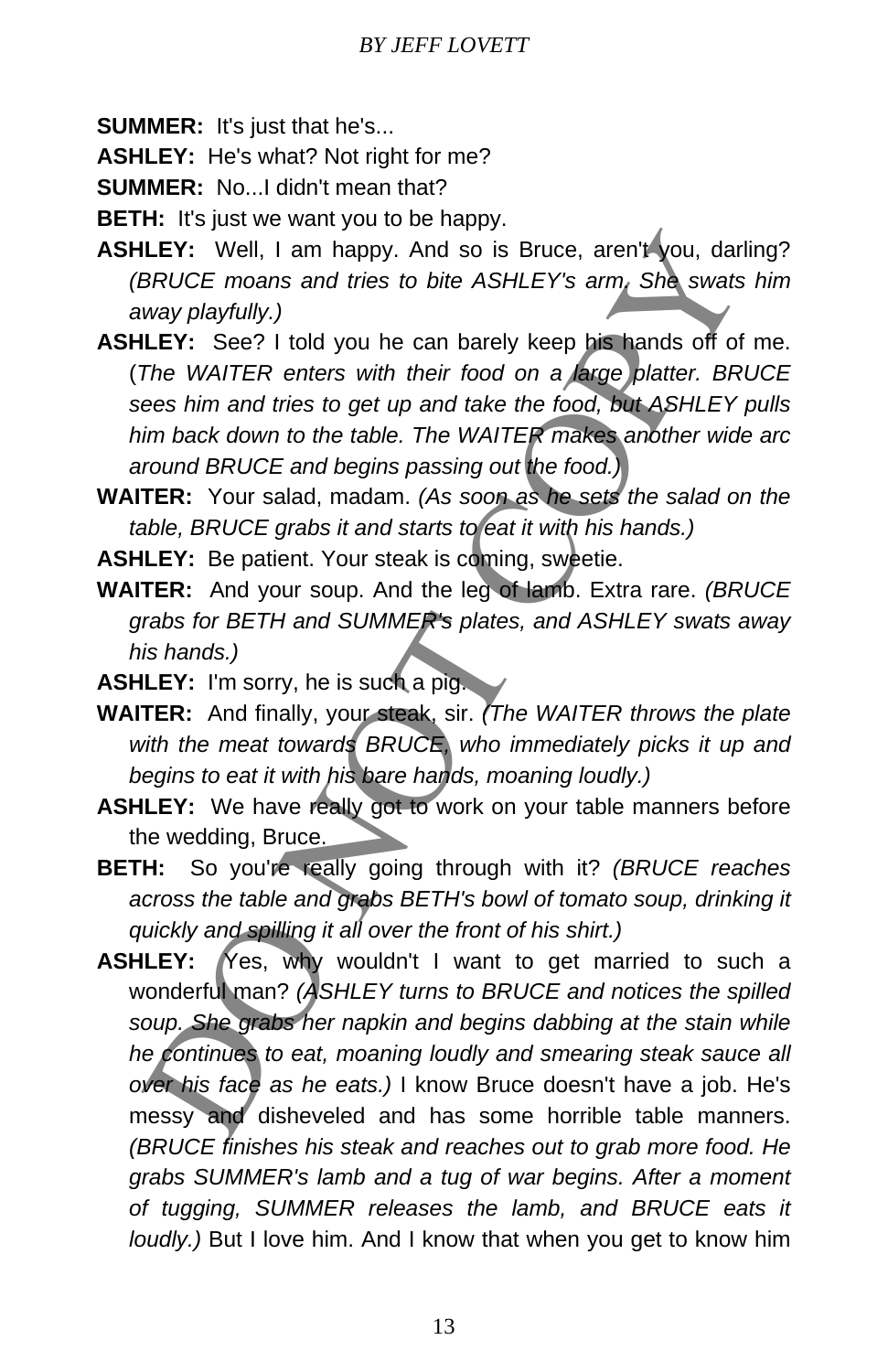**SUMMER:** It's just that he's...

**ASHLEY:** He's what? Not right for me?

**SUMMER:** No...I didn't mean that?

**BETH:** It's just we want you to be happy.

**ASHLEY:** Well, I am happy. And so is Bruce, aren't you, darling? *(BRUCE moans and tries to bite ASHLEY's arm. She swats him away playfully.)*

**ASHLEY:** See? I told you he can barely keep his hands off of me. (*The WAITER enters with their food on a large platter. BRUCE sees him and tries to get up and take the food, but ASHLEY pulls him back down to the table. The WAITER makes another wide arc around BRUCE and begins passing out the food.)*

**WAITER:** Your salad, madam. *(As soon as he sets the salad on the table, BRUCE grabs it and starts to eat it with his hands.)*

**ASHLEY:** Be patient. Your steak is coming, sweetie.

**WAITER:** And your soup. And the leg of lamb. Extra rare. *(BRUCE grabs for BETH and SUMMER's plates, and ASHLEY swats away his hands.)*

**ASHLEY:** I'm sorry, he is such a pig.

**WAITER:** And finally, your steak, sir. *(The WAITER throws the plate with the meat towards BRUCE, who immediately picks it up and begins to eat it with his bare hands, moaning loudly.)*

**ASHLEY:** We have really got to work on your table manners before the wedding, Bruce.

**BETH:** So you're really going through with it? *(BRUCE reaches across the table and grabs BETH's bowl of tomato soup, drinking it quickly and spilling it all over the front of his shirt.)*

**ASHLEY:** Yes, why wouldn't I want to get married to such a wonderful man? *(ASHLEY turns to BRUCE and notices the spilled soup. She grabs her napkin and begins dabbing at the stain while he continues to eat, moaning loudly and smearing steak sauce all over his face as he eats.)* I know Bruce doesn't have a job. He's messy and disheveled and has some horrible table manners. *(BRUCE finishes his steak and reaches out to grab more food. He grabs SUMMER's lamb and a tug of war begins. After a moment of tugging, SUMMER releases the lamb, and BRUCE eats it loudly.)* But I love him. And I know that when you get to know him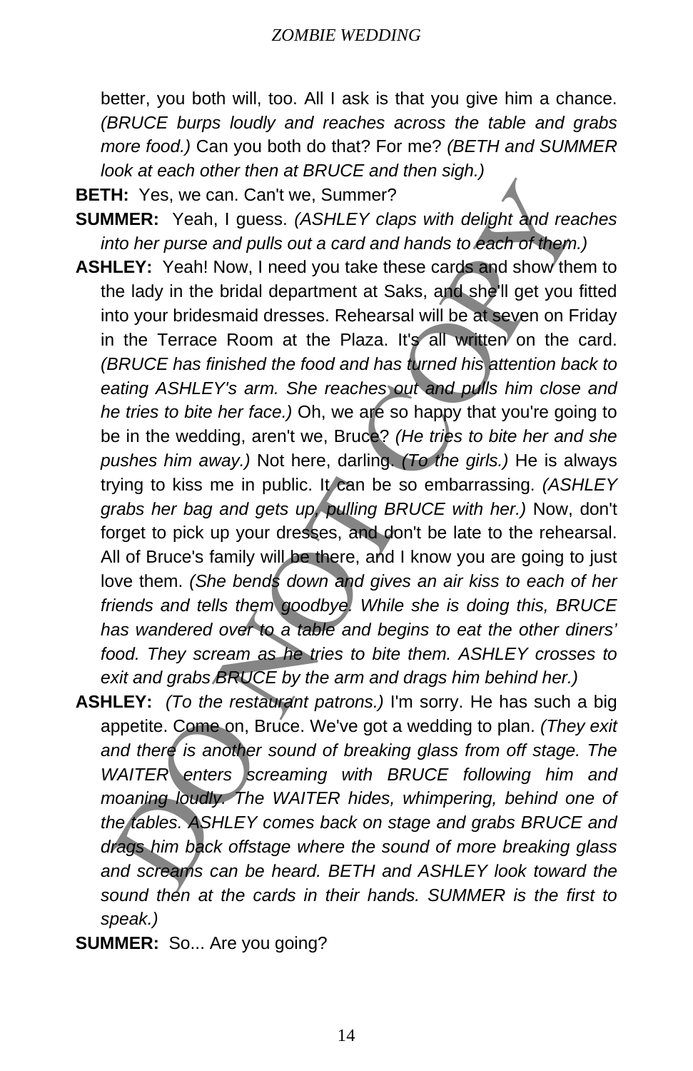better, you both will, too. All I ask is that you give him a chance. *(BRUCE burps loudly and reaches across the table and grabs more food.)* Can you both do that? For me? *(BETH and SUMMER look at each other then at BRUCE and then sigh.)*

**BETH:** Yes, we can. Can't we, Summer?

**SUMMER:** Yeah, I guess. *(ASHLEY claps with delight and reaches into her purse and pulls out a card and hands to each of them.)*

**ASHLEY:** Yeah! Now, I need you take these cards and show them to the lady in the bridal department at Saks, and she'll get you fitted into your bridesmaid dresses. Rehearsal will be at seven on Friday in the Terrace Room at the Plaza. It's all written on the card. *(BRUCE has finished the food and has turned his attention back to eating ASHLEY's arm. She reaches out and pulls him close and he tries to bite her face.)* Oh, we are so happy that you're going to be in the wedding, aren't we, Bruce? *(He tries to bite her and she pushes him away.)* Not here, darling. *(To the girls.)* He is always trying to kiss me in public. It can be so embarrassing. *(ASHLEY grabs her bag and gets up, pulling BRUCE with her.)* Now, don't forget to pick up your dresses, and don't be late to the rehearsal. All of Bruce's family will be there, and I know you are going to just love them. *(She bends down and gives an air kiss to each of her friends and tells them goodbye. While she is doing this, BRUCE has wandered over to a table and begins to eat the other diners' food. They scream as he tries to bite them. ASHLEY crosses to exit and grabs BRUCE by the arm and drags him behind her.)*

**ASHLEY:** *(To the restaurant patrons.)* I'm sorry. He has such a big appetite. Come on, Bruce. We've got a wedding to plan. *(They exit and there is another sound of breaking glass from off stage. The WAITER enters screaming with BRUCE following him and moaning loudly. The WAITER hides, whimpering, behind one of the tables. ASHLEY comes back on stage and grabs BRUCE and drags him back offstage where the sound of more breaking glass and screams can be heard. BETH and ASHLEY look toward the sound then at the cards in their hands. SUMMER is the first to speak.)*

**SUMMER:** So... Are you going?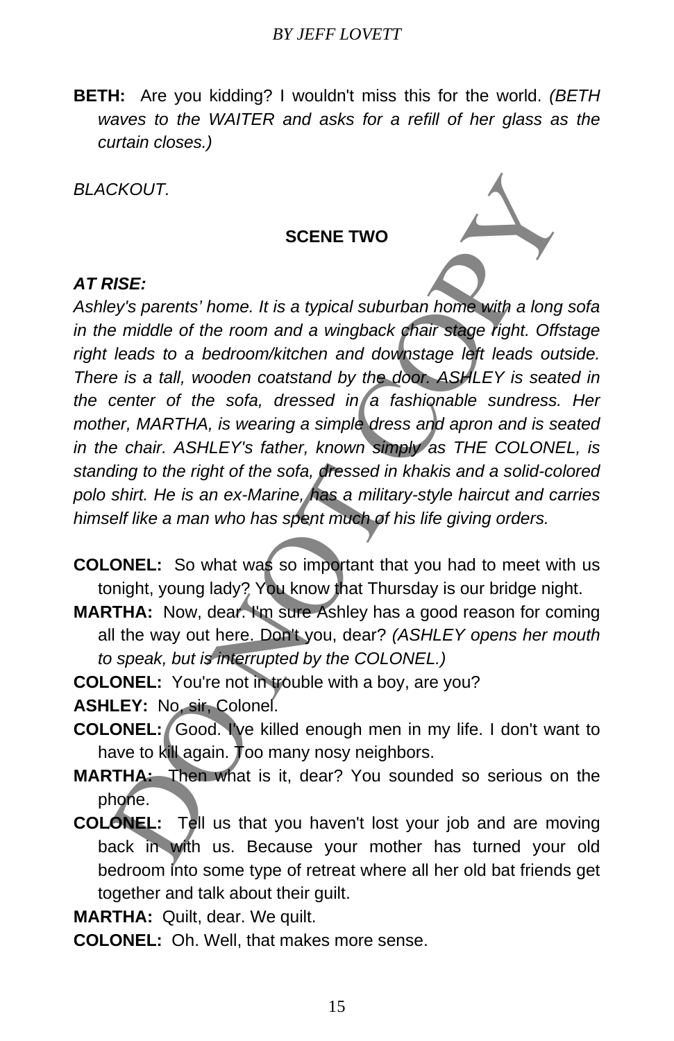**BETH:** Are you kidding? I wouldn't miss this for the world. *(BETH waves to the WAITER and asks for a refill of her glass as the curtain closes.)*

*BLACKOUT.*

## SCENE TWO

***AT RISE:***

*Ashley's parents' home. It is a typical suburban home with a long sofa in the middle of the room and a wingback chair stage right. Offstage right leads to a bedroom/kitchen and downstage left leads outside. There is a tall, wooden coatstand by the door. ASHLEY is seated in the center of the sofa, dressed in a fashionable sundress. Her mother, MARTHA, is wearing a simple dress and apron and is seated in the chair. ASHLEY's father, known simply as THE COLONEL, is standing to the right of the sofa, dressed in khakis and a solid-colored polo shirt. He is an ex-Marine, has a military-style haircut and carries himself like a man who has spent much of his life giving orders.*

**COLONEL:** So what was so important that you had to meet with us tonight, young lady? You know that Thursday is our bridge night.

**MARTHA:** Now, dear. I'm sure Ashley has a good reason for coming all the way out here. Don't you, dear? *(ASHLEY opens her mouth to speak, but is interrupted by the COLONEL.)*

**COLONEL:** You're not in trouble with a boy, are you?

**ASHLEY:** No, sir, Colonel.

**COLONEL:** Good. I've killed enough men in my life. I don't want to have to kill again. Too many nosy neighbors.

**MARTHA:** Then what is it, dear? You sounded so serious on the phone.

**COLONEL:** Tell us that you haven't lost your job and are moving back in with us. Because your mother has turned your old bedroom into some type of retreat where all her old bat friends get together and talk about their guilt.

**MARTHA:** Quilt, dear. We quilt.

**COLONEL:** Oh. Well, that makes more sense.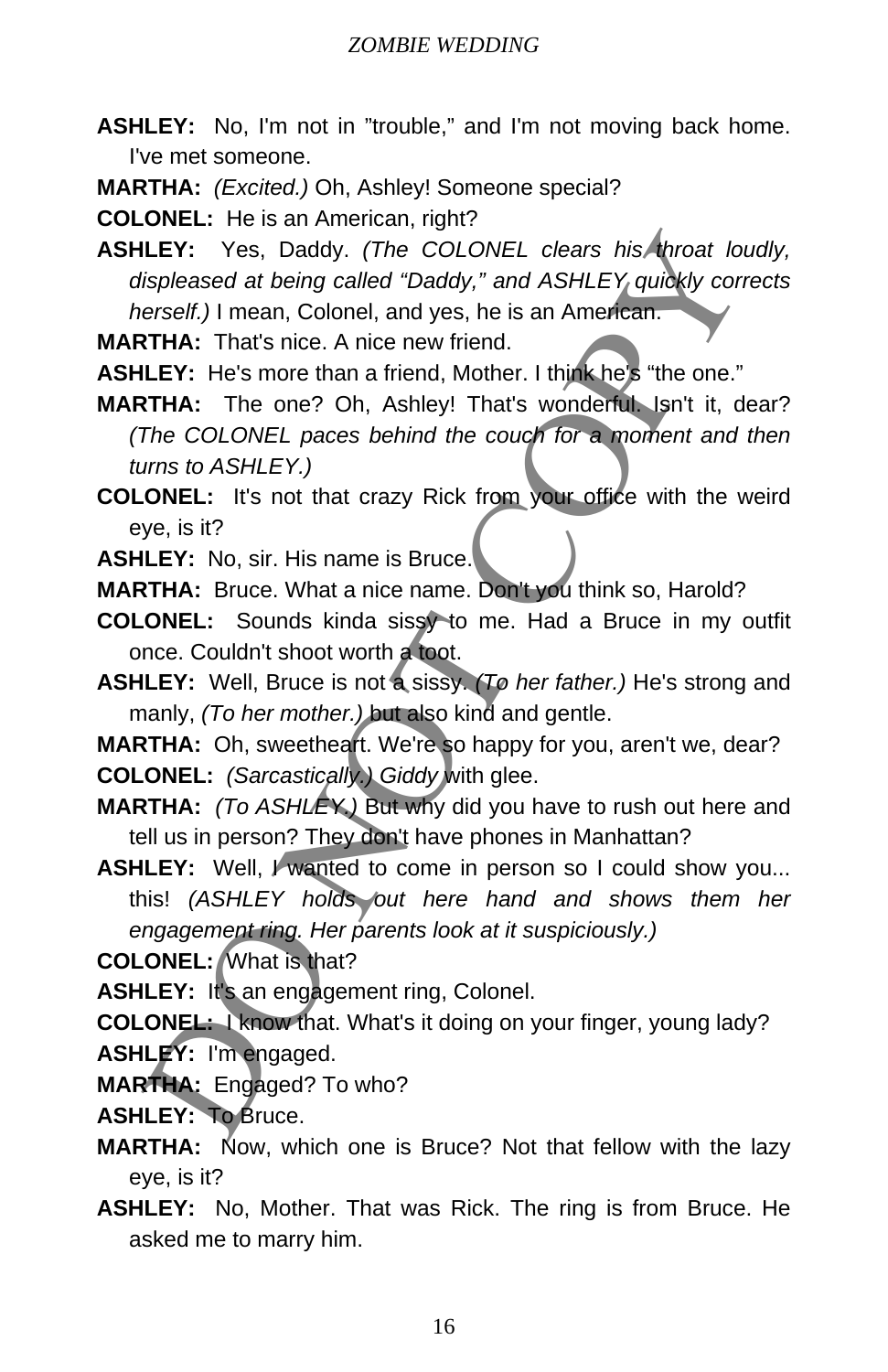**ASHLEY:** No, I'm not in "trouble," and I'm not moving back home. I've met someone.

**MARTHA:** *(Excited.)* Oh, Ashley! Someone special?

**COLONEL:** He is an American, right?

**ASHLEY:** Yes, Daddy. *(The COLONEL clears his throat loudly, displeased at being called "Daddy," and ASHLEY quickly corrects herself.)* I mean, Colonel, and yes, he is an American.

**MARTHA:** That's nice. A nice new friend.

**ASHLEY:** He's more than a friend, Mother. I think he's "the one."

**MARTHA:** The one? Oh, Ashley! That's wonderful. Isn't it, dear? *(The COLONEL paces behind the couch for a moment and then turns to ASHLEY.)*

**COLONEL:** It's not that crazy Rick from your office with the weird eye, is it?

**ASHLEY:** No, sir. His name is Bruce.

**MARTHA:** Bruce. What a nice name. Don't you think so, Harold?

**COLONEL:** Sounds kinda sissy to me. Had a Bruce in my outfit once. Couldn't shoot worth a toot.

**ASHLEY:** Well, Bruce is not a sissy. *(To her father.)* He's strong and manly, *(To her mother.)* but also kind and gentle.

**MARTHA:** Oh, sweetheart. We're so happy for you, aren't we, dear?

**COLONEL:** *(Sarcastically.)* *Giddy* with glee.

**MARTHA:** *(To ASHLEY.)* But why did you have to rush out here and tell us in person? They don't have phones in Manhattan?

**ASHLEY:** Well, I wanted to come in person so I could show you... this! *(ASHLEY holds out here hand and shows them her engagement ring. Her parents look at it suspiciously.)*

**COLONEL:** What is that?

**ASHLEY:** It's an engagement ring, Colonel.

**COLONEL:** I know that. What's it doing on your finger, young lady?

**ASHLEY:** I'm engaged.

**MARTHA:** Engaged? To who?

**ASHLEY:** To Bruce.

**MARTHA:** Now, which one is Bruce? Not that fellow with the lazy eye, is it?

**ASHLEY:** No, Mother. That was Rick. The ring is from Bruce. He asked me to marry him.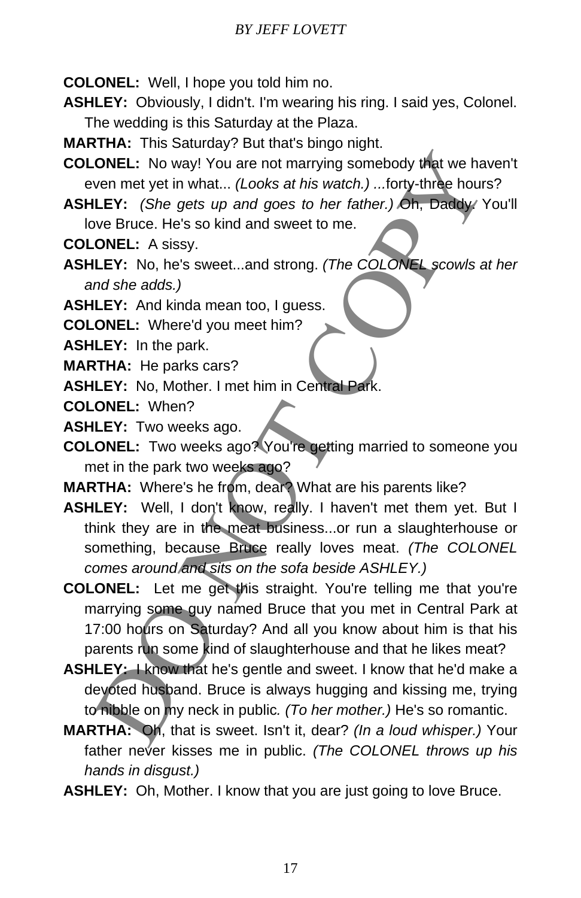**COLONEL:** Well, I hope you told him no.

**ASHLEY:** Obviously, I didn't. I'm wearing his ring. I said yes, Colonel. The wedding is this Saturday at the Plaza.

**MARTHA:** This Saturday? But that's bingo night.

**COLONEL:** No way! You are not marrying somebody that we haven't even met yet in what... *(Looks at his watch.)* ...forty-three hours?

**ASHLEY:** *(She gets up and goes to her father.)* Oh, Daddy. You'll love Bruce. He's so kind and sweet to me.

**COLONEL:** A sissy.

**ASHLEY:** No, he's sweet...and strong. *(The COLONEL scowls at her and she adds.)*

**ASHLEY:** And kinda mean too, I guess.

**COLONEL:** Where'd you meet him?

**ASHLEY:** In the park.

**MARTHA:** He parks cars?

**ASHLEY:** No, Mother. I met him in Central Park.

**COLONEL:** When?

**ASHLEY:** Two weeks ago.

**COLONEL:** Two weeks ago? You're getting married to someone you met in the park two weeks ago?

**MARTHA:** Where's he from, dear? What are his parents like?

**ASHLEY:** Well, I don't know, really. I haven't met them yet. But I think they are in the meat business...or run a slaughterhouse or something, because Bruce really loves meat. *(The COLONEL comes around and sits on the sofa beside ASHLEY.)*

**COLONEL:** Let me get this straight. You're telling me that you're marrying some guy named Bruce that you met in Central Park at 17:00 hours on Saturday? And all you know about him is that his parents run some kind of slaughterhouse and that he likes meat?

**ASHLEY:** I know that he's gentle and sweet. I know that he'd make a devoted husband. Bruce is always hugging and kissing me, trying to nibble on my neck in public. *(To her mother.)* He's so romantic.

**MARTHA:** Oh, that is sweet. Isn't it, dear? *(In a loud whisper.)* Your father never kisses me in public. *(The COLONEL throws up his hands in disgust.)*

**ASHLEY:** Oh, Mother. I know that you are just going to love Bruce.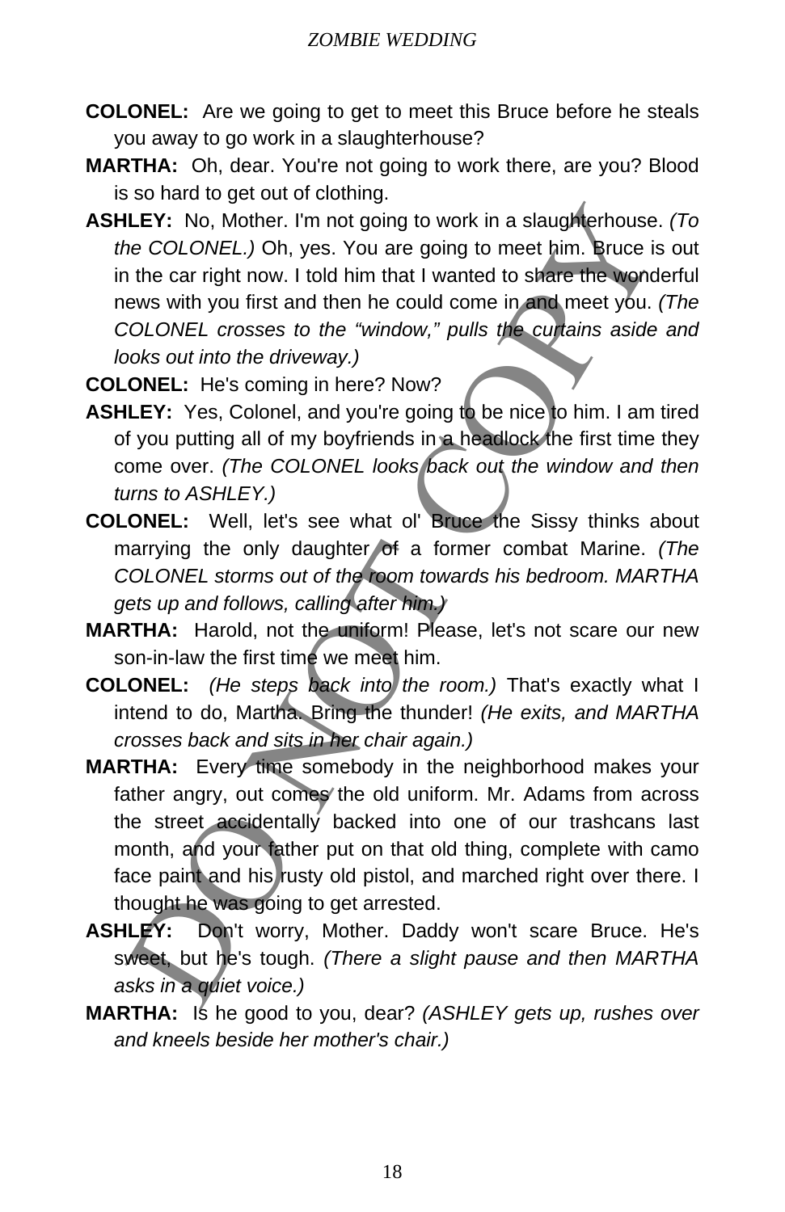**COLONEL:** Are we going to get to meet this Bruce before he steals you away to go work in a slaughterhouse?

**MARTHA:** Oh, dear. You're not going to work there, are you? Blood is so hard to get out of clothing.

**ASHLEY:** No, Mother. I'm not going to work in a slaughterhouse. *(To the COLONEL.)* Oh, yes. You are going to meet him. Bruce is out in the car right now. I told him that I wanted to share the wonderful news with you first and then he could come in and meet you. *(The COLONEL crosses to the "window," pulls the curtains aside and looks out into the driveway.)*

**COLONEL:** He's coming in here? Now?

**ASHLEY:** Yes, Colonel, and you're going to be nice to him. I am tired of you putting all of my boyfriends in a headlock the first time they come over. *(The COLONEL looks back out the window and then turns to ASHLEY.)*

**COLONEL:** Well, let's see what ol' Bruce the Sissy thinks about marrying the only daughter of a former combat Marine. *(The COLONEL storms out of the room towards his bedroom. MARTHA gets up and follows, calling after him.)*

**MARTHA:** Harold, not the uniform! Please, let's not scare our new son-in-law the first time we meet him.

**COLONEL:** *(He steps back into the room.)* That's exactly what I intend to do, Martha. Bring the thunder! *(He exits, and MARTHA crosses back and sits in her chair again.)*

**MARTHA:** Every time somebody in the neighborhood makes your father angry, out comes the old uniform. Mr. Adams from across the street accidentally backed into one of our trashcans last month, and your father put on that old thing, complete with camo face paint and his rusty old pistol, and marched right over there. I thought he was going to get arrested.

**ASHLEY:** Don't worry, Mother. Daddy won't scare Bruce. He's sweet, but he's tough. *(There a slight pause and then MARTHA asks in a quiet voice.)*

**MARTHA:** Is he good to you, dear? *(ASHLEY gets up, rushes over and kneels beside her mother's chair.)*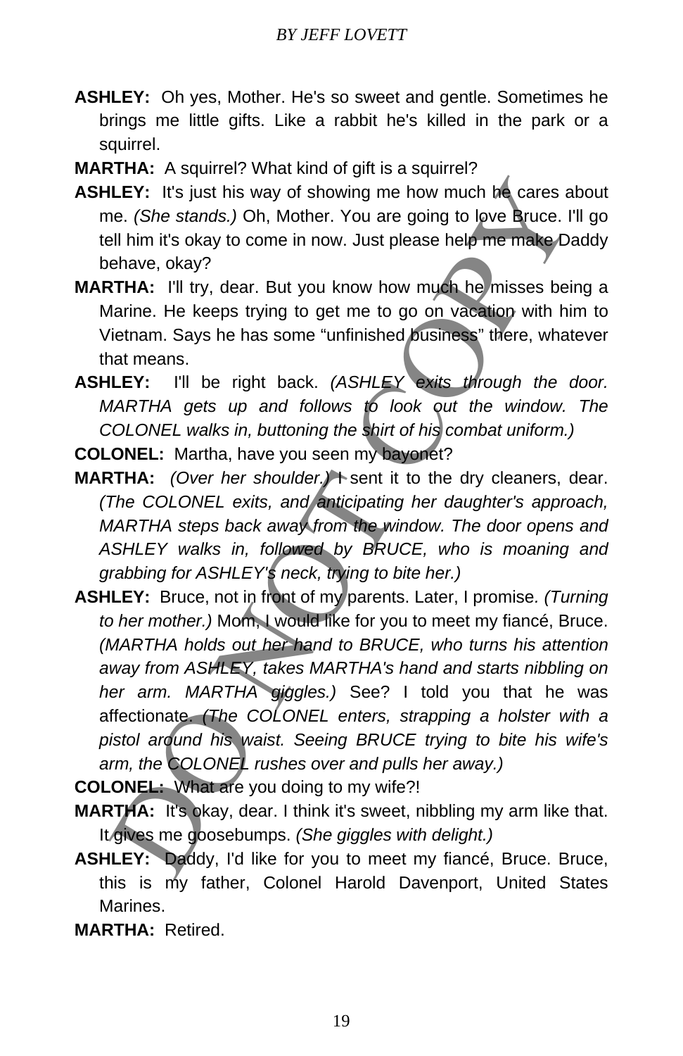**ASHLEY:** Oh yes, Mother. He's so sweet and gentle. Sometimes he brings me little gifts. Like a rabbit he's killed in the park or a squirrel.

**MARTHA:** A squirrel? What kind of gift is a squirrel?

**ASHLEY:** It's just his way of showing me how much he cares about me. *(She stands.)* Oh, Mother. You are going to love Bruce. I'll go tell him it's okay to come in now. Just please help me make Daddy behave, okay?

**MARTHA:** I'll try, dear. But you know how much he misses being a Marine. He keeps trying to get me to go on vacation with him to Vietnam. Says he has some "unfinished business" there, whatever that means.

**ASHLEY:** I'll be right back. *(ASHLEY exits through the door. MARTHA gets up and follows to look out the window. The COLONEL walks in, buttoning the shirt of his combat uniform.)*

**COLONEL:** Martha, have you seen my bayonet?

**MARTHA:** *(Over her shoulder.)* I sent it to the dry cleaners, dear. *(The COLONEL exits, and anticipating her daughter's approach, MARTHA steps back away from the window. The door opens and ASHLEY walks in, followed by BRUCE, who is moaning and grabbing for ASHLEY's neck, trying to bite her.)*

**ASHLEY:** Bruce, not in front of my parents. Later, I promise. *(Turning to her mother.)* Mom, I would like for you to meet my fiancé, Bruce. *(MARTHA holds out her hand to BRUCE, who turns his attention away from ASHLEY, takes MARTHA's hand and starts nibbling on her arm. MARTHA giggles.)* See? I told you that he was affectionate. *(The COLONEL enters, strapping a holster with a pistol around his waist. Seeing BRUCE trying to bite his wife's arm, the COLONEL rushes over and pulls her away.)*

**COLONEL:** What are you doing to my wife?!

**MARTHA:** It's okay, dear. I think it's sweet, nibbling my arm like that. It gives me goosebumps. *(She giggles with delight.)*

**ASHLEY:** Daddy, I'd like for you to meet my fiancé, Bruce. Bruce, this is my father, Colonel Harold Davenport, United States Marines.

**MARTHA:** Retired.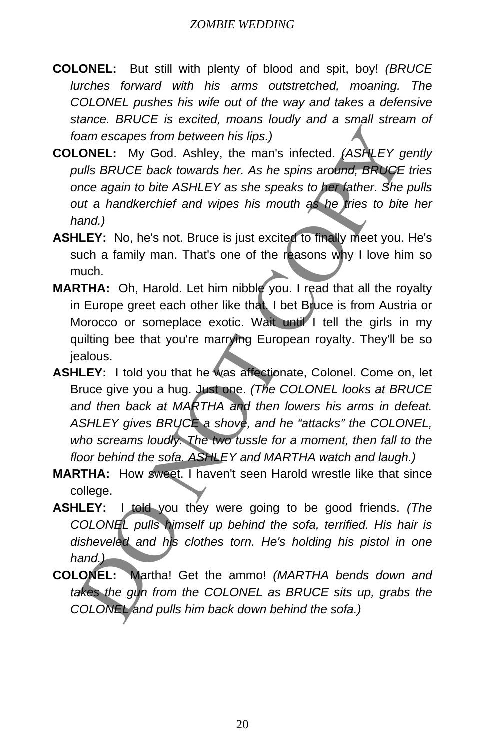**COLONEL:** But still with plenty of blood and spit, boy! *(BRUCE lurches forward with his arms outstretched, moaning. The COLONEL pushes his wife out of the way and takes a defensive stance. BRUCE is excited, moans loudly and a small stream of foam escapes from between his lips.)*

**COLONEL:** My God. Ashley, the man's infected. *(ASHLEY gently pulls BRUCE back towards her. As he spins around, BRUCE tries once again to bite ASHLEY as she speaks to her father. She pulls out a handkerchief and wipes his mouth as he tries to bite her hand.)*

**ASHLEY:** No, he's not. Bruce is just excited to finally meet you. He's such a family man. That's one of the reasons why I love him so much.

**MARTHA:** Oh, Harold. Let him nibble you. I read that all the royalty in Europe greet each other like that. I bet Bruce is from Austria or Morocco or someplace exotic. Wait until I tell the girls in my quilting bee that you're marrying European royalty. They'll be so jealous.

**ASHLEY:** I told you that he was affectionate, Colonel. Come on, let Bruce give you a hug. Just one. *(The COLONEL looks at BRUCE and then back at MARTHA and then lowers his arms in defeat. ASHLEY gives BRUCE a shove, and he "attacks" the COLONEL, who screams loudly. The two tussle for a moment, then fall to the floor behind the sofa. ASHLEY and MARTHA watch and laugh.)*

**MARTHA:** How sweet. I haven't seen Harold wrestle like that since college.

**ASHLEY:** I told you they were going to be good friends. *(The COLONEL pulls himself up behind the sofa, terrified. His hair is disheveled and his clothes torn. He's holding his pistol in one hand.)*

**COLONEL:** Martha! Get the ammo! *(MARTHA bends down and takes the gun from the COLONEL as BRUCE sits up, grabs the COLONEL and pulls him back down behind the sofa.)*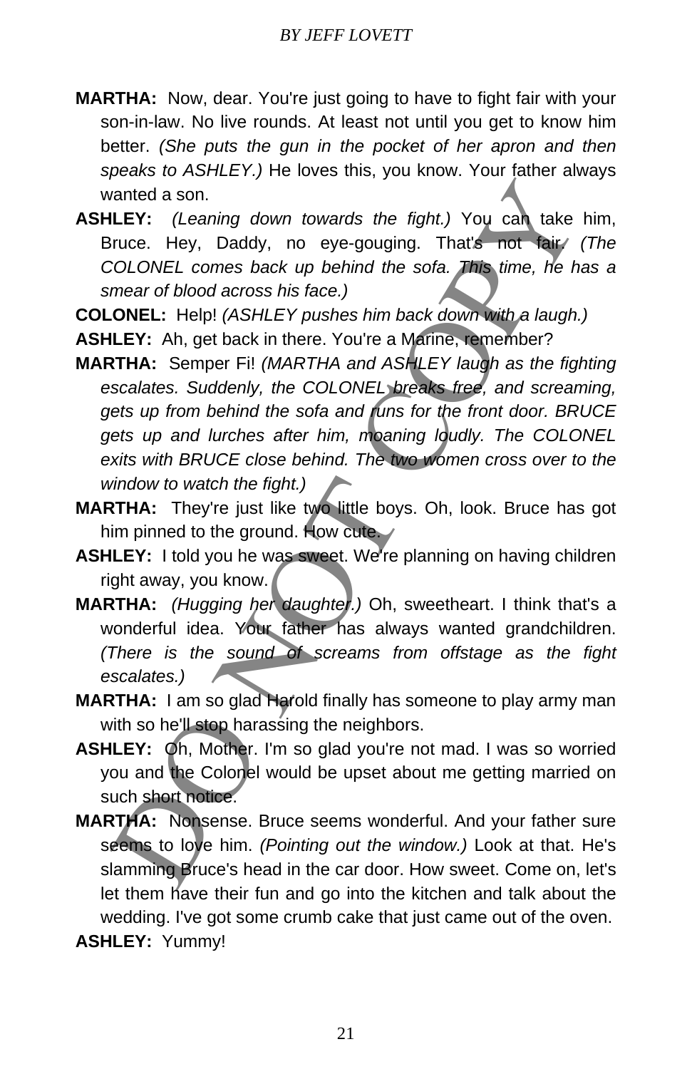**MARTHA:** Now, dear. You're just going to have to fight fair with your son-in-law. No live rounds. At least not until you get to know him better. *(She puts the gun in the pocket of her apron and then speaks to ASHLEY.)* He loves this, you know. Your father always wanted a son.

**ASHLEY:** *(Leaning down towards the fight.)* You can take him, Bruce. Hey, Daddy, no eye-gouging. That's not fair. *(The COLONEL comes back up behind the sofa. This time, he has a smear of blood across his face.)*

**COLONEL:** Help! *(ASHLEY pushes him back down with a laugh.)*

**ASHLEY:** Ah, get back in there. You're a Marine, remember?

**MARTHA:** Semper Fi! *(MARTHA and ASHLEY laugh as the fighting escalates. Suddenly, the COLONEL breaks free, and screaming, gets up from behind the sofa and runs for the front door. BRUCE gets up and lurches after him, moaning loudly. The COLONEL exits with BRUCE close behind. The two women cross over to the window to watch the fight.)*

**MARTHA:** They're just like two little boys. Oh, look. Bruce has got him pinned to the ground. How cute.

**ASHLEY:** I told you he was sweet. We're planning on having children right away, you know.

**MARTHA:** *(Hugging her daughter.)* Oh, sweetheart. I think that's a wonderful idea. Your father has always wanted grandchildren. *(There is the sound of screams from offstage as the fight escalates.)*

**MARTHA:** I am so glad Harold finally has someone to play army man with so he'll stop harassing the neighbors.

**ASHLEY:** Oh, Mother. I'm so glad you're not mad. I was so worried you and the Colonel would be upset about me getting married on such short notice.

**MARTHA:** Nonsense. Bruce seems wonderful. And your father sure seems to love him. *(Pointing out the window.)* Look at that. He's slamming Bruce's head in the car door. How sweet. Come on, let's let them have their fun and go into the kitchen and talk about the wedding. I've got some crumb cake that just came out of the oven.

**ASHLEY:** Yummy!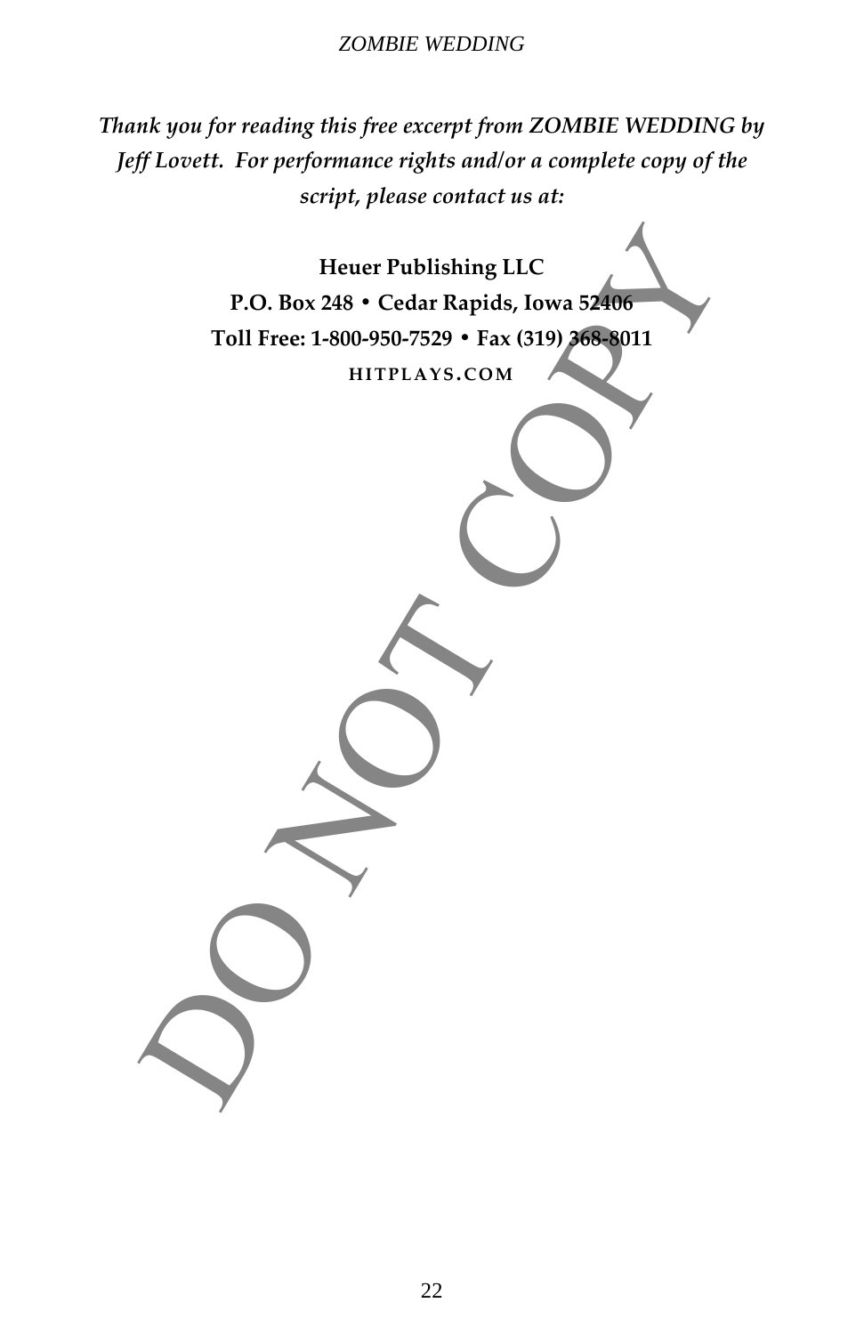*Thank you for reading this free excerpt from ZOMBIE WEDDING by Jeff Lovett. For performance rights and/or a complete copy of the script, please contact us at:*

**Heuer Publishing LLC**

**P.O. Box 248 • Cedar Rapids, Iowa 52406**

**Toll Free: 1-800-950-7529 • Fax (319) 368-8011**

**HITPLAYS.COM**

DO NOT COPY